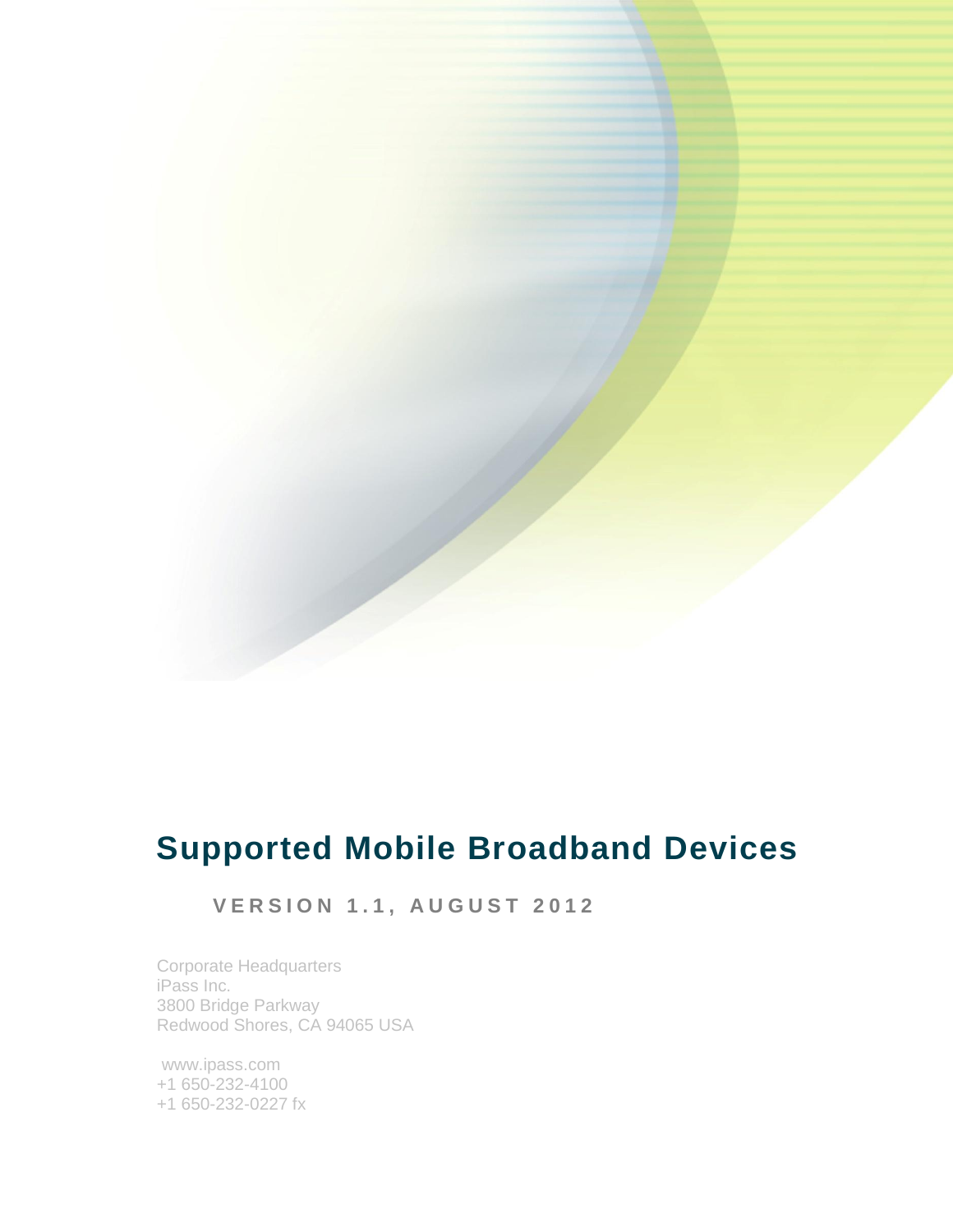# Supported Mobile Broadband Devices

**VERSION 1.1, AUGUST 2012**

Corporate Headquarters
iPass Inc.
3800 Bridge Parkway
Redwood Shores, CA 94065 USA

www.ipass.com
+1 650-232-4100
+1 650-232-0227 fx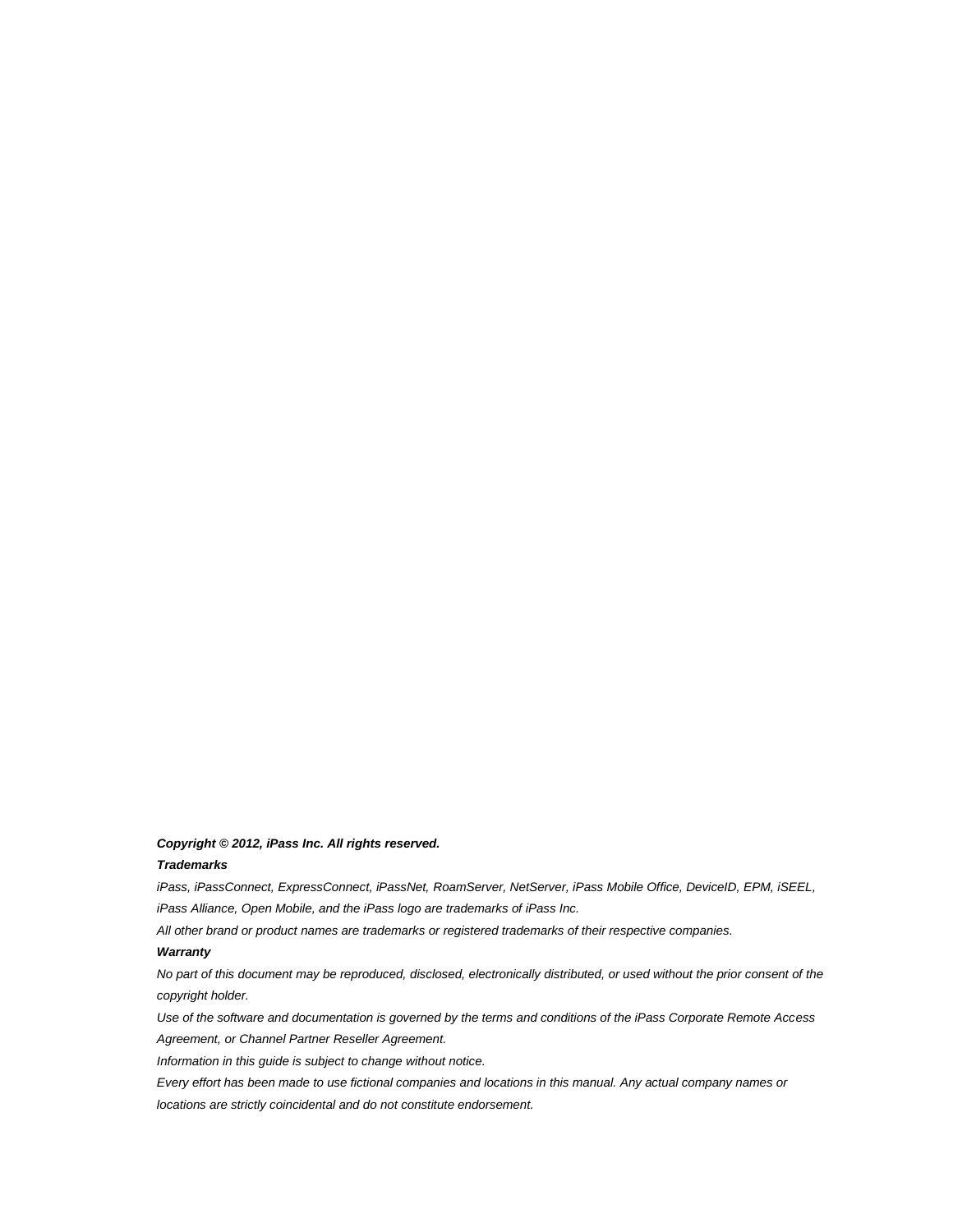***Copyright © 2012, iPass Inc. All rights reserved.***

***Trademarks***

*iPass, iPassConnect, ExpressConnect, iPassNet, RoamServer, NetServer, iPass Mobile Office, DeviceID, EPM, iSEEL, iPass Alliance, Open Mobile, and the iPass logo are trademarks of iPass Inc.*

*All other brand or product names are trademarks or registered trademarks of their respective companies.*

***Warranty***

*No part of this document may be reproduced, disclosed, electronically distributed, or used without the prior consent of the copyright holder.*

*Use of the software and documentation is governed by the terms and conditions of the iPass Corporate Remote Access Agreement, or Channel Partner Reseller Agreement.*

*Information in this guide is subject to change without notice.*

*Every effort has been made to use fictional companies and locations in this manual. Any actual company names or locations are strictly coincidental and do not constitute endorsement.*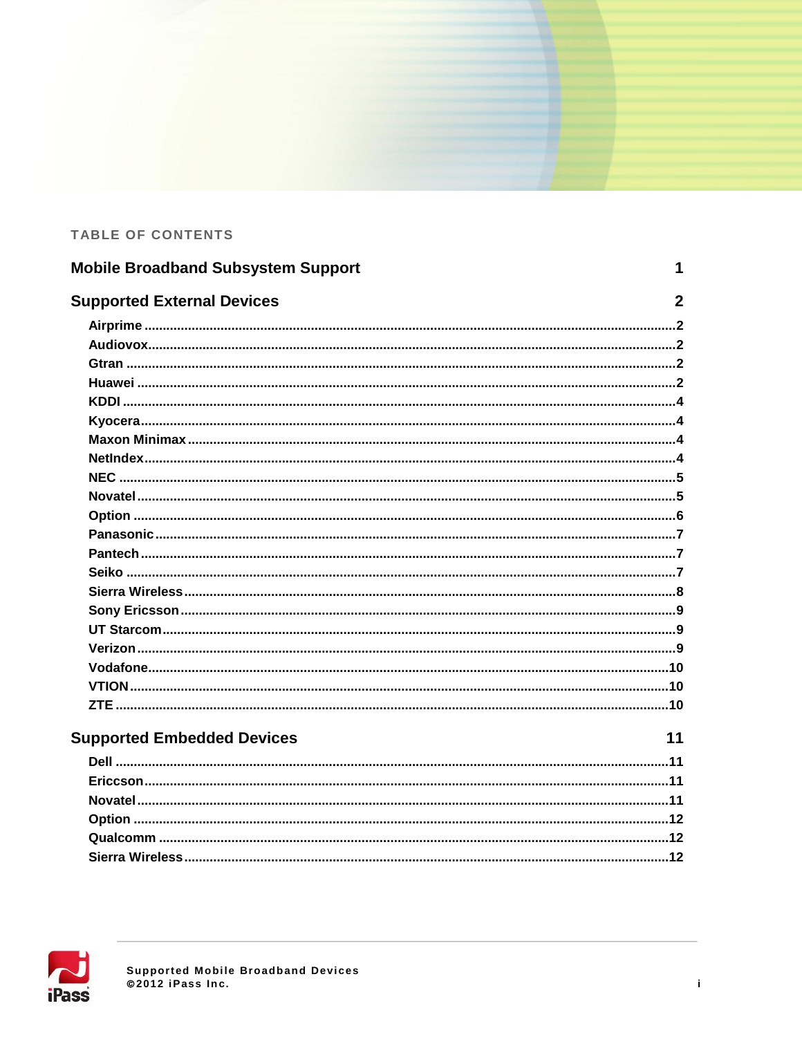TABLE OF CONTENTS

**Mobile Broadband Subsystem Support** 1

**Supported External Devices** 2

- Airprime ... 2
- Audiovox ... 2
- Gtran ... 2
- Huawei ... 2
- KDDI ... 4
- Kyocera ... 4
- Maxon Minimax ... 4
- NetIndex ... 4
- NEC ... 5
- Novatel ... 5
- Option ... 6
- Panasonic ... 7
- Pantech ... 7
- Seiko ... 7
- Sierra Wireless ... 8
- Sony Ericsson ... 9
- UT Starcom ... 9
- Verizon ... 9
- Vodafone ... 10
- VTION ... 10
- ZTE ... 10

**Supported Embedded Devices** 11

- Dell ... 11
- Ericcson ... 11
- Novatel ... 11
- Option ... 12
- Qualcomm ... 12
- Sierra Wireless ... 12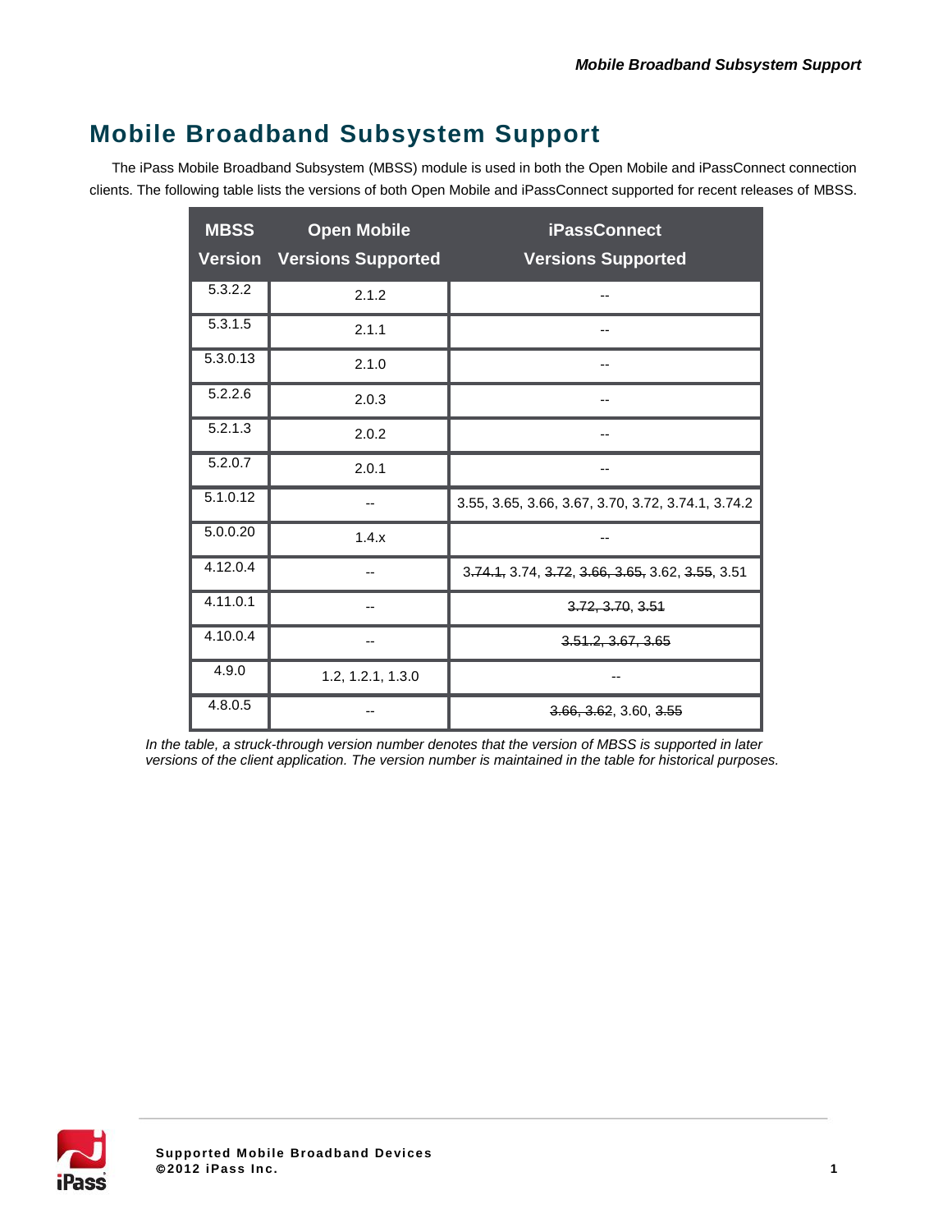# Mobile Broadband Subsystem Support

The iPass Mobile Broadband Subsystem (MBSS) module is used in both the Open Mobile and iPassConnect connection clients. The following table lists the versions of both Open Mobile and iPassConnect supported for recent releases of MBSS.

| MBSS Version | Open Mobile Versions Supported | iPassConnect Versions Supported |
|---|---|---|
| 5.3.2.2 | 2.1.2 | -- |
| 5.3.1.5 | 2.1.1 | -- |
| 5.3.0.13 | 2.1.0 | -- |
| 5.2.2.6 | 2.0.3 | -- |
| 5.2.1.3 | 2.0.2 | -- |
| 5.2.0.7 | 2.0.1 | -- |
| 5.1.0.12 | -- | 3.55, 3.65, 3.66, 3.67, 3.70, 3.72, 3.74.1, 3.74.2 |
| 5.0.0.20 | 1.4.x | -- |
| 4.12.0.4 | -- | ~~3.74.1~~, 3.74, ~~3.72~~, ~~3.66~~, ~~3.65~~, 3.62, ~~3.55~~, 3.51 |
| 4.11.0.1 | -- | ~~3.72~~, ~~3.70~~, ~~3.51~~ |
| 4.10.0.4 | -- | ~~3.51.2~~, ~~3.67~~, ~~3.65~~ |
| 4.9.0 | 1.2, 1.2.1, 1.3.0 | -- |
| 4.8.0.5 | -- | ~~3.66~~, ~~3.62~~, 3.60, ~~3.55~~ |

*In the table, a struck-through version number denotes that the version of MBSS is supported in later versions of the client application. The version number is maintained in the table for historical purposes.*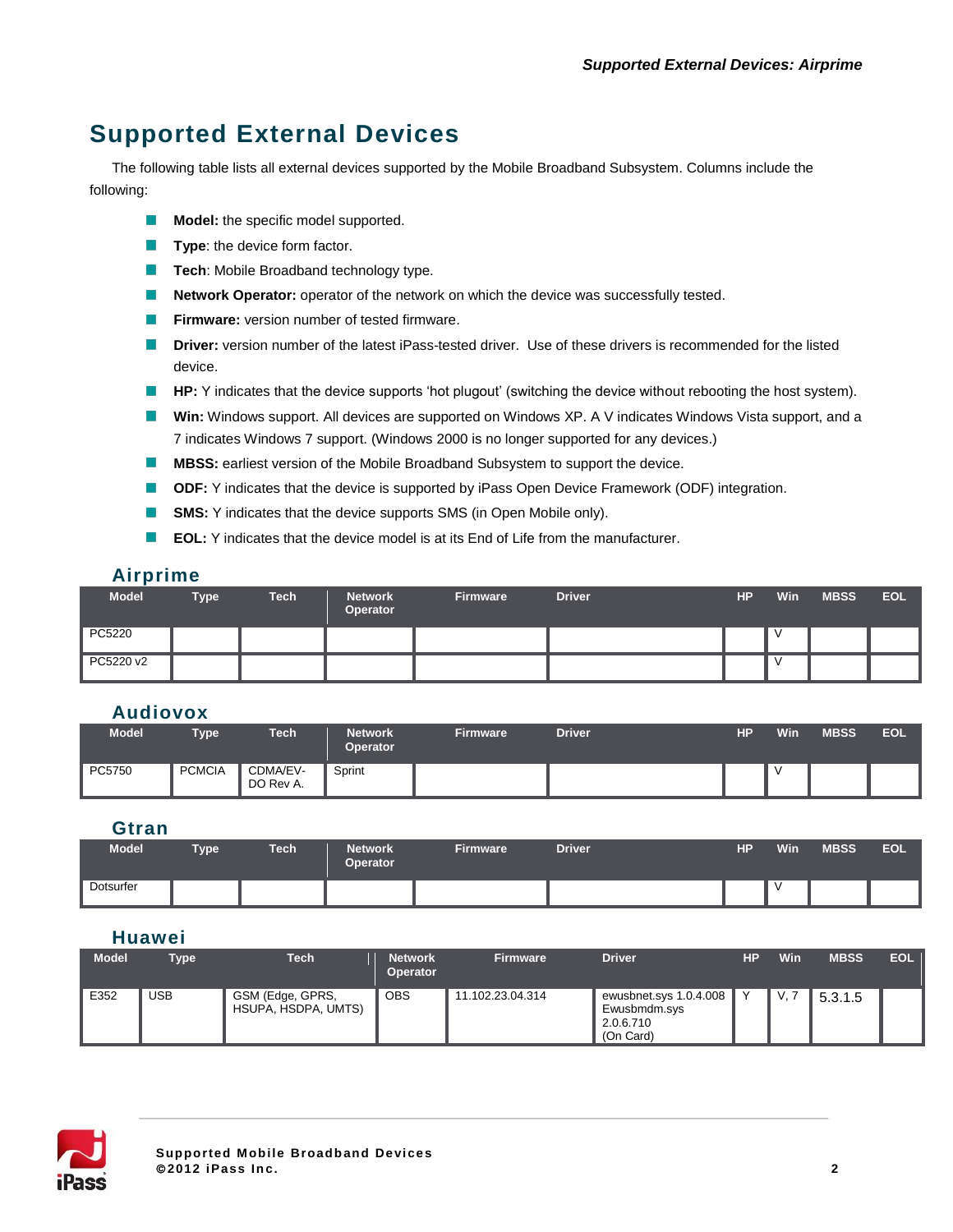# Supported External Devices

The following table lists all external devices supported by the Mobile Broadband Subsystem. Columns include the following:

- **Model:** the specific model supported.
- **Type**: the device form factor.
- **Tech**: Mobile Broadband technology type.
- **Network Operator:** operator of the network on which the device was successfully tested.
- **Firmware:** version number of tested firmware.
- **Driver:** version number of the latest iPass-tested driver. Use of these drivers is recommended for the listed device.
- **HP:** Y indicates that the device supports 'hot plugout' (switching the device without rebooting the host system).
- **Win:** Windows support. All devices are supported on Windows XP. A V indicates Windows Vista support, and a 7 indicates Windows 7 support. (Windows 2000 is no longer supported for any devices.)
- **MBSS:** earliest version of the Mobile Broadband Subsystem to support the device.
- **ODF:** Y indicates that the device is supported by iPass Open Device Framework (ODF) integration.
- **SMS:** Y indicates that the device supports SMS (in Open Mobile only).
- **EOL:** Y indicates that the device model is at its End of Life from the manufacturer.

## Airprime

| Model | Type | Tech | Network Operator | Firmware | Driver | HP | Win | MBSS | EOL |
|---|---|---|---|---|---|---|---|---|---|
| PC5220 | | | | | | | V | | |
| PC5220 v2 | | | | | | | V | | |

## Audiovox

| Model | Type | Tech | Network Operator | Firmware | Driver | HP | Win | MBSS | EOL |
|---|---|---|---|---|---|---|---|---|---|
| PC5750 | PCMCIA | CDMA/EV-DO Rev A. | Sprint | | | | V | | |

## Gtran

| Model | Type | Tech | Network Operator | Firmware | Driver | HP | Win | MBSS | EOL |
|---|---|---|---|---|---|---|---|---|---|
| Dotsurfer | | | | | | | V | | |

## Huawei

| Model | Type | Tech | Network Operator | Firmware | Driver | HP | Win | MBSS | EOL |
|---|---|---|---|---|---|---|---|---|---|
| E352 | USB | GSM (Edge, GPRS, HSUPA, HSDPA, UMTS) | OBS | 11.102.23.04.314 | ewusbnet.sys 1.0.4.008 Ewusbmdm.sys 2.0.6.710 (On Card) | Y | V, 7 | 5.3.1.5 | |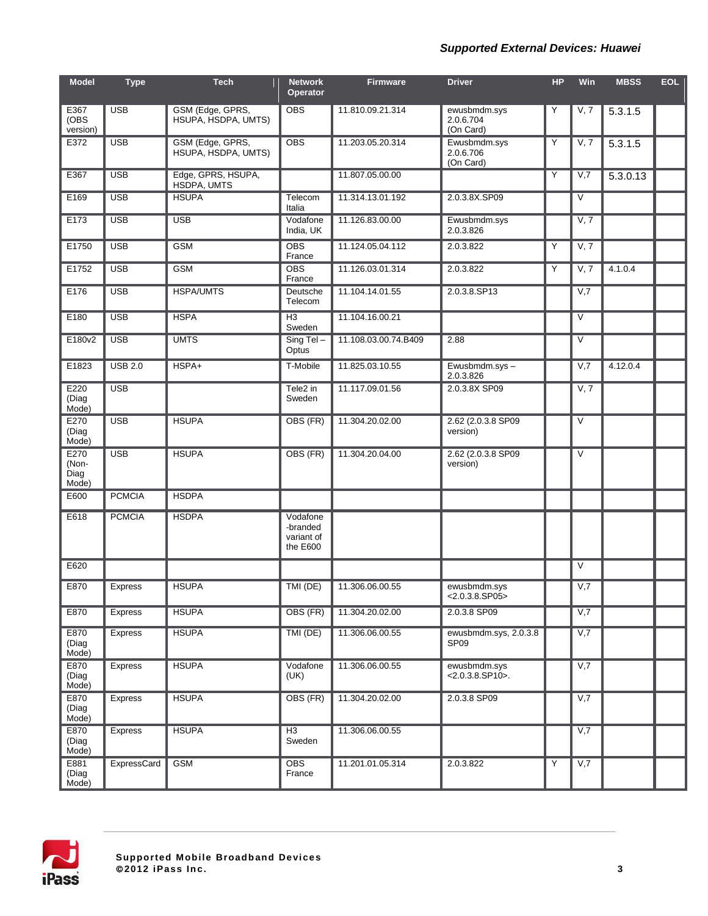## Supported External Devices: Huawei

| Model | Type | Tech | Network Operator | Firmware | Driver | HP | Win | MBSS | EOL |
|---|---|---|---|---|---|---|---|---|---|
| E367 (OBS version) | USB | GSM (Edge, GPRS, HSUPA, HSDPA, UMTS) | OBS | 11.810.09.21.314 | ewusbmdm.sys 2.0.6.704 (On Card) | Y | V, 7 | 5.3.1.5 | |
| E372 | USB | GSM (Edge, GPRS, HSUPA, HSDPA, UMTS) | OBS | 11.203.05.20.314 | Ewusbmdm.sys 2.0.6.706 (On Card) | Y | V, 7 | 5.3.1.5 | |
| E367 | USB | Edge, GPRS, HSUPA, HSDPA, UMTS | | 11.807.05.00.00 | | Y | V,7 | 5.3.0.13 | |
| E169 | USB | HSUPA | Telecom Italia | 11.314.13.01.192 | 2.0.3.8X.SP09 | | V | | |
| E173 | USB | USB | Vodafone India, UK | 11.126.83.00.00 | Ewusbmdm.sys 2.0.3.826 | | V, 7 | | |
| E1750 | USB | GSM | OBS France | 11.124.05.04.112 | 2.0.3.822 | Y | V, 7 | | |
| E1752 | USB | GSM | OBS France | 11.126.03.01.314 | 2.0.3.822 | Y | V, 7 | 4.1.0.4 | |
| E176 | USB | HSPA/UMTS | Deutsche Telecom | 11.104.14.01.55 | 2.0.3.8.SP13 | | V,7 | | |
| E180 | USB | HSPA | H3 Sweden | 11.104.16.00.21 | | | V | | |
| E180v2 | USB | UMTS | Sing Tel – Optus | 11.108.03.00.74.B409 | 2.88 | | V | | |
| E1823 | USB 2.0 | HSPA+ | T-Mobile | 11.825.03.10.55 | Ewusbmdm.sys – 2.0.3.826 | | V,7 | 4.12.0.4 | |
| E220 (Diag Mode) | USB | | Tele2 in Sweden | 11.117.09.01.56 | 2.0.3.8X SP09 | | V, 7 | | |
| E270 (Diag Mode) | USB | HSUPA | OBS (FR) | 11.304.20.02.00 | 2.62 (2.0.3.8 SP09 version) | | V | | |
| E270 (Non-Diag Mode) | USB | HSUPA | OBS (FR) | 11.304.20.04.00 | 2.62 (2.0.3.8 SP09 version) | | V | | |
| E600 | PCMCIA | HSDPA | | | | | | | |
| E618 | PCMCIA | HSDPA | Vodafone -branded variant of the E600 | | | | | | |
| E620 | | | | | | | V | | |
| E870 | Express | HSUPA | TMI (DE) | 11.306.06.00.55 | ewusbmdm.sys <2.0.3.8.SP05> | | V,7 | | |
| E870 | Express | HSUPA | OBS (FR) | 11.304.20.02.00 | 2.0.3.8 SP09 | | V,7 | | |
| E870 (Diag Mode) | Express | HSUPA | TMI (DE) | 11.306.06.00.55 | ewusbmdm.sys, 2.0.3.8 SP09 | | V,7 | | |
| E870 (Diag Mode) | Express | HSUPA | Vodafone (UK) | 11.306.06.00.55 | ewusbmdm.sys <2.0.3.8.SP10>. | | V,7 | | |
| E870 (Diag Mode) | Express | HSUPA | OBS (FR) | 11.304.20.02.00 | 2.0.3.8 SP09 | | V,7 | | |
| E870 (Diag Mode) | Express | HSUPA | H3 Sweden | 11.306.06.00.55 | | | V,7 | | |
| E881 (Diag Mode) | ExpressCard | GSM | OBS France | 11.201.01.05.314 | 2.0.3.822 | Y | V,7 | | |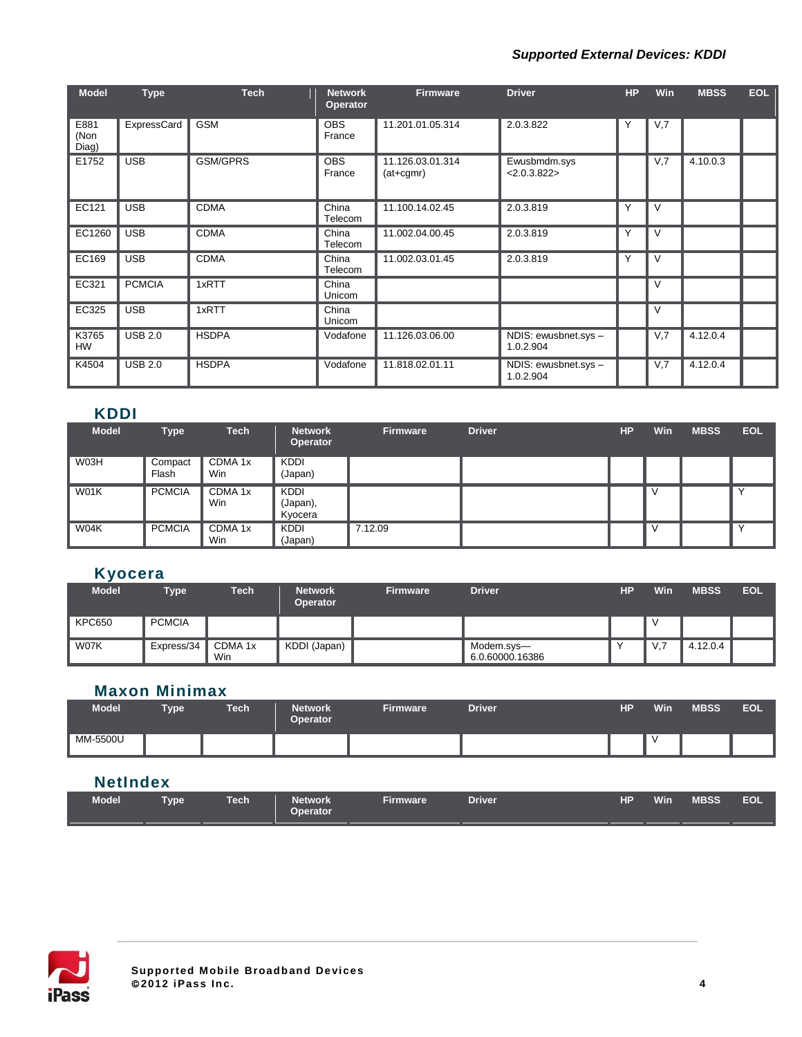| Model | Type | Tech | Network Operator | Firmware | Driver | HP | Win | MBSS | EOL |
|---|---|---|---|---|---|---|---|---|---|
| E881 (Non Diag) | ExpressCard | GSM | OBS France | 11.201.01.05.314 | 2.0.3.822 | Y | V,7 | | |
| E1752 | USB | GSM/GPRS | OBS France | 11.126.03.01.314 (at+cgmr) | Ewusbmdm.sys <2.0.3.822> | | V,7 | 4.10.0.3 | |
| EC121 | USB | CDMA | China Telecom | 11.100.14.02.45 | 2.0.3.819 | Y | V | | |
| EC1260 | USB | CDMA | China Telecom | 11.002.04.00.45 | 2.0.3.819 | Y | V | | |
| EC169 | USB | CDMA | China Telecom | 11.002.03.01.45 | 2.0.3.819 | Y | V | | |
| EC321 | PCMCIA | 1xRTT | China Unicom | | | | V | | |
| EC325 | USB | 1xRTT | China Unicom | | | | V | | |
| K3765 HW | USB 2.0 | HSDPA | Vodafone | 11.126.03.06.00 | NDIS: ewusbnet.sys – 1.0.2.904 | | V,7 | 4.12.0.4 | |
| K4504 | USB 2.0 | HSDPA | Vodafone | 11.818.02.01.11 | NDIS: ewusbnet.sys – 1.0.2.904 | | V,7 | 4.12.0.4 | |

## KDDI

| Model | Type | Tech | Network Operator | Firmware | Driver | HP | Win | MBSS | EOL |
|---|---|---|---|---|---|---|---|---|---|
| W03H | Compact Flash | CDMA 1x Win | KDDI (Japan) | | | | | | |
| W01K | PCMCIA | CDMA 1x Win | KDDI (Japan), Kyocera | | | | V | | Y |
| W04K | PCMCIA | CDMA 1x Win | KDDI (Japan) | 7.12.09 | | | V | | Y |

## Kyocera

| Model | Type | Tech | Network Operator | Firmware | Driver | HP | Win | MBSS | EOL |
|---|---|---|---|---|---|---|---|---|---|
| KPC650 | PCMCIA | | | | | | V | | |
| W07K | Express/34 | CDMA 1x Win | KDDI (Japan) | | Modem.sys— 6.0.60000.16386 | Y | V,7 | 4.12.0.4 | |

## Maxon Minimax

| Model | Type | Tech | Network Operator | Firmware | Driver | HP | Win | MBSS | EOL |
|---|---|---|---|---|---|---|---|---|---|
| MM-5500U | | | | | | | V | | |

## NetIndex

| Model | Type | Tech | Network Operator | Firmware | Driver | HP | Win | MBSS | EOL |
|---|---|---|---|---|---|---|---|---|---|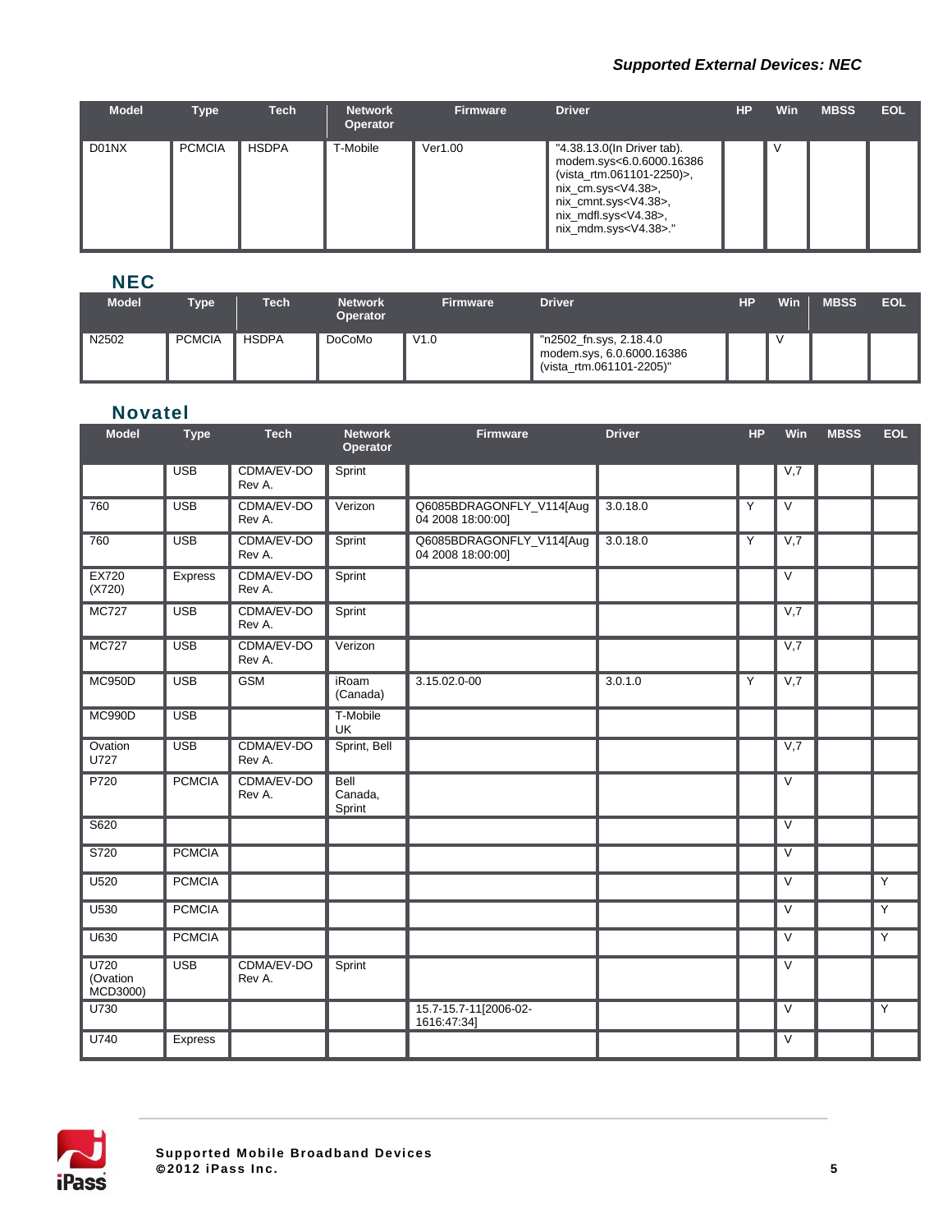| Model | Type | Tech | Network Operator | Firmware | Driver | HP | Win | MBSS | EOL |
|---|---|---|---|---|---|---|---|---|---|
| D01NX | PCMCIA | HSDPA | T-Mobile | Ver1.00 | "4.38.13.0(In Driver tab). modem.sys<6.0.6000.16386 (vista_rtm.061101-2250)>, nix_cm.sys<V4.38>, nix_cmnt.sys<V4.38>, nix_mdfl.sys<V4.38>, nix_mdm.sys<V4.38>." | | V | | |

## NEC

| Model | Type | Tech | Network Operator | Firmware | Driver | HP | Win | MBSS | EOL |
|---|---|---|---|---|---|---|---|---|---|
| N2502 | PCMCIA | HSDPA | DoCoMo | V1.0 | "n2502_fn.sys, 2.18.4.0 modem.sys, 6.0.6000.16386 (vista_rtm.061101-2205)" | | V | | |

## Novatel

| Model | Type | Tech | Network Operator | Firmware | Driver | HP | Win | MBSS | EOL |
|---|---|---|---|---|---|---|---|---|---|
| | USB | CDMA/EV-DO Rev A. | Sprint | | | | V,7 | | |
| 760 | USB | CDMA/EV-DO Rev A. | Verizon | Q6085BDRAGONFLY_V114[Aug 04 2008 18:00:00] | 3.0.18.0 | Y | V | | |
| 760 | USB | CDMA/EV-DO Rev A. | Sprint | Q6085BDRAGONFLY_V114[Aug 04 2008 18:00:00] | 3.0.18.0 | Y | V,7 | | |
| EX720 (X720) | Express | CDMA/EV-DO Rev A. | Sprint | | | | V | | |
| MC727 | USB | CDMA/EV-DO Rev A. | Sprint | | | | V,7 | | |
| MC727 | USB | CDMA/EV-DO Rev A. | Verizon | | | | V,7 | | |
| MC950D | USB | GSM | iRoam (Canada) | 3.15.02.0-00 | 3.0.1.0 | Y | V,7 | | |
| MC990D | USB | | T-Mobile UK | | | | | | |
| Ovation U727 | USB | CDMA/EV-DO Rev A. | Sprint, Bell | | | | V,7 | | |
| P720 | PCMCIA | CDMA/EV-DO Rev A. | Bell Canada, Sprint | | | | V | | |
| S620 | | | | | | | V | | |
| S720 | PCMCIA | | | | | | V | | |
| U520 | PCMCIA | | | | | | V | | Y |
| U530 | PCMCIA | | | | | | V | | Y |
| U630 | PCMCIA | | | | | | V | | Y |
| U720 (Ovation MCD3000) | USB | CDMA/EV-DO Rev A. | Sprint | | | | V | | |
| U730 | | | | 15.7-15.7-11[2006-02-1616:47:34] | | | V | | Y |
| U740 | Express | | | | | | V | | |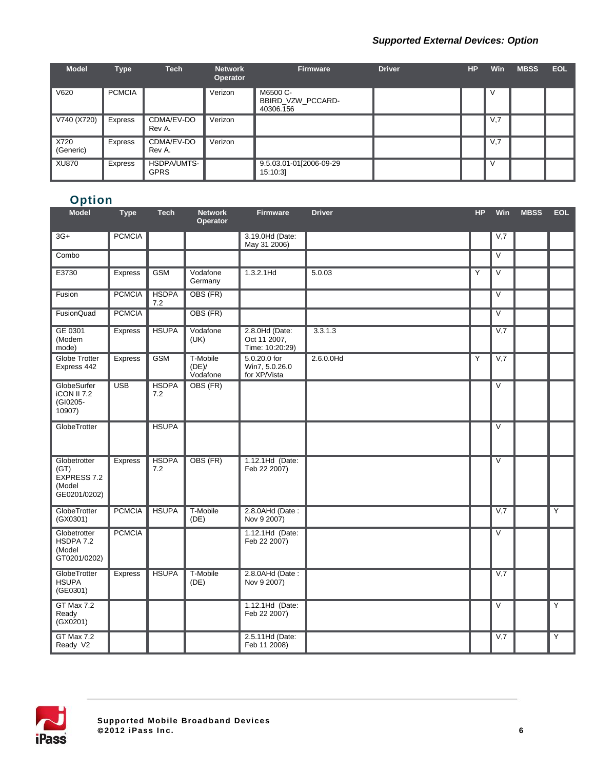| Model | Type | Tech | Network Operator | Firmware | Driver | HP | Win | MBSS | EOL |
|---|---|---|---|---|---|---|---|---|---|
| V620 | PCMCIA | | Verizon | M6500 C-BBIRD_VZW_PCCARD-40306.156 | | | V | | |
| V740 (X720) | Express | CDMA/EV-DO Rev A. | Verizon | | | | V,7 | | |
| X720 (Generic) | Express | CDMA/EV-DO Rev A. | Verizon | | | | V,7 | | |
| XU870 | Express | HSDPA/UMTS-GPRS | | 9.5.03.01-01[2006-09-29 15:10:3] | | | V | | |

## Option

| Model | Type | Tech | Network Operator | Firmware | Driver | HP | Win | MBSS | EOL |
|---|---|---|---|---|---|---|---|---|---|
| 3G+ | PCMCIA | | | 3.19.0Hd (Date: May 31 2006) | | | V,7 | | |
| Combo | | | | | | | V | | |
| E3730 | Express | GSM | Vodafone Germany | 1.3.2.1Hd | 5.0.03 | Y | V | | |
| Fusion | PCMCIA | HSDPA 7.2 | OBS (FR) | | | | V | | |
| FusionQuad | PCMCIA | | OBS (FR) | | | | V | | |
| GE 0301 (Modem mode) | Express | HSUPA | Vodafone (UK) | 2.8.0Hd (Date: Oct 11 2007, Time: 10:20:29) | 3.3.1.3 | | V,7 | | |
| Globe Trotter Express 442 | Express | GSM | T-Mobile (DE)/ Vodafone | 5.0.20.0 for Win7, 5.0.26.0 for XP/Vista | 2.6.0.0Hd | Y | V,7 | | |
| GlobeSurfer iCON II 7.2 (GI0205-10907) | USB | HSDPA 7.2 | OBS (FR) | | | | V | | |
| GlobeTrotter | | HSUPA | | | | | V | | |
| Globetrotter (GT) EXPRESS 7.2 (Model GE0201/0202) | Express | HSDPA 7.2 | OBS (FR) | 1.12.1Hd (Date: Feb 22 2007) | | | V | | |
| GlobeTrotter (GX0301) | PCMCIA | HSUPA | T-Mobile (DE) | 2.8.0AHd (Date : Nov 9 2007) | | | V,7 | | Y |
| Globetrotter HSDPA 7.2 (Model GT0201/0202) | PCMCIA | | | 1.12.1Hd (Date: Feb 22 2007) | | | V | | |
| GlobeTrotter HSUPA (GE0301) | Express | HSUPA | T-Mobile (DE) | 2.8.0AHd (Date : Nov 9 2007) | | | V,7 | | |
| GT Max 7.2 Ready (GX0201) | | | | 1.12.1Hd (Date: Feb 22 2007) | | | V | | Y |
| GT Max 7.2 Ready V2 | | | | 2.5.11Hd (Date: Feb 11 2008) | | | V,7 | | Y |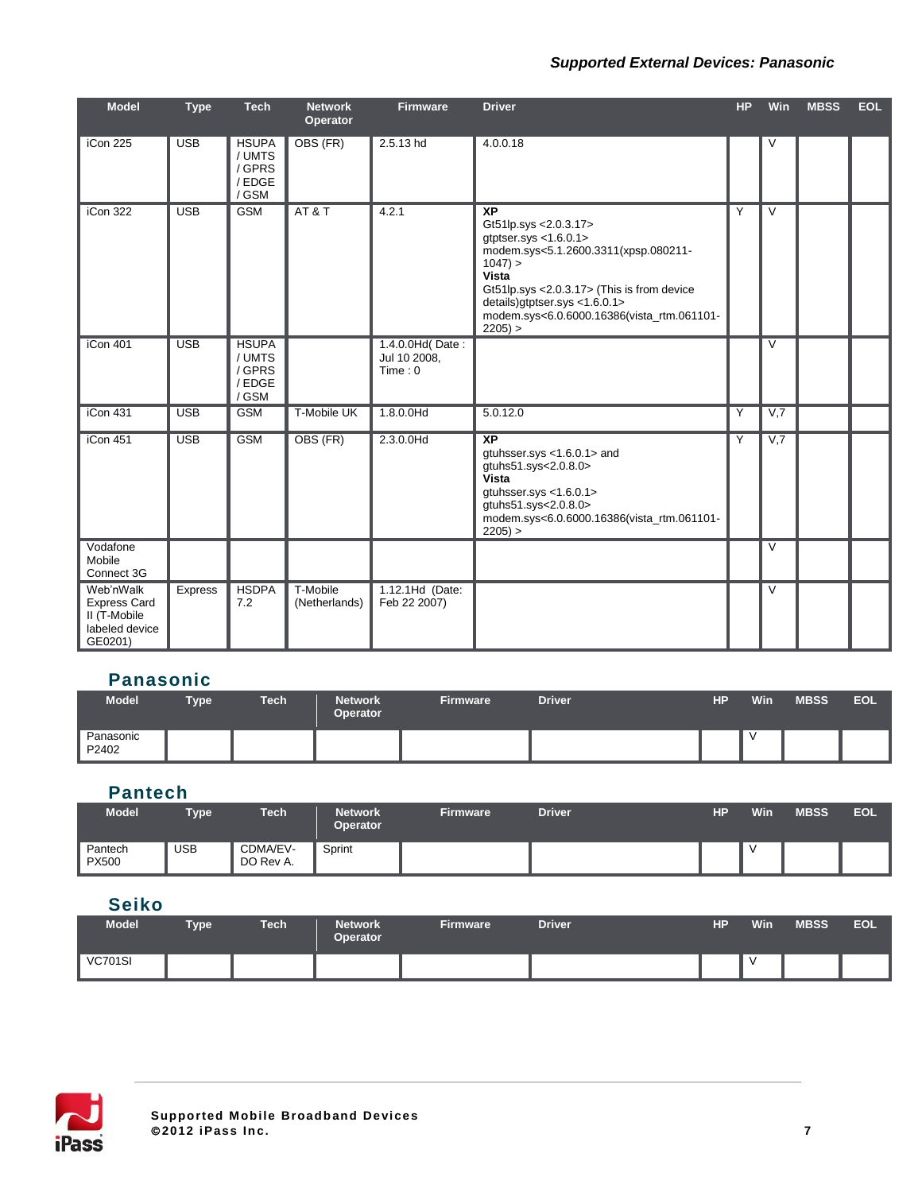| Model | Type | Tech | Network Operator | Firmware | Driver | HP | Win | MBSS | EOL |
|---|---|---|---|---|---|---|---|---|---|
| iCon 225 | USB | HSUPA / UMTS / GPRS / EDGE / GSM | OBS (FR) | 2.5.13 hd | 4.0.0.18 | | V | | |
| iCon 322 | USB | GSM | AT & T | 4.2.1 | **XP** Gt51lp.sys <2.0.3.17> gtptser.sys <1.6.0.1> modem.sys<5.1.2600.3311(xpsp.080211-1047) > **Vista** Gt51lp.sys <2.0.3.17> (This is from device details)gtptser.sys <1.6.0.1> modem.sys<6.0.6000.16386(vista_rtm.061101-2205) > | Y | V | | |
| iCon 401 | USB | HSUPA / UMTS / GPRS / EDGE / GSM | | 1.4.0.0Hd( Date : Jul 10 2008, Time : 0 | | | V | | |
| iCon 431 | USB | GSM | T-Mobile UK | 1.8.0.0Hd | 5.0.12.0 | Y | V,7 | | |
| iCon 451 | USB | GSM | OBS (FR) | 2.3.0.0Hd | **XP** gtuhsser.sys <1.6.0.1> and gtuhs51.sys<2.0.8.0> **Vista** gtuhsser.sys <1.6.0.1> gtuhs51.sys<2.0.8.0> modem.sys<6.0.6000.16386(vista_rtm.061101-2205) > | Y | V,7 | | |
| Vodafone Mobile Connect 3G | | | | | | | V | | |
| Web'nWalk Express Card II (T-Mobile labeled device GE0201) | Express | HSDPA 7.2 | T-Mobile (Netherlands) | 1.12.1Hd (Date: Feb 22 2007) | | | V | | |

## Panasonic

| Model | Type | Tech | Network Operator | Firmware | Driver | HP | Win | MBSS | EOL |
|---|---|---|---|---|---|---|---|---|---|
| Panasonic P2402 | | | | | | | V | | |

## Pantech

| Model | Type | Tech | Network Operator | Firmware | Driver | HP | Win | MBSS | EOL |
|---|---|---|---|---|---|---|---|---|---|
| Pantech PX500 | USB | CDMA/EV-DO Rev A. | Sprint | | | | V | | |

## Seiko

| Model | Type | Tech | Network Operator | Firmware | Driver | HP | Win | MBSS | EOL |
|---|---|---|---|---|---|---|---|---|---|
| VC701SI | | | | | | | V | | |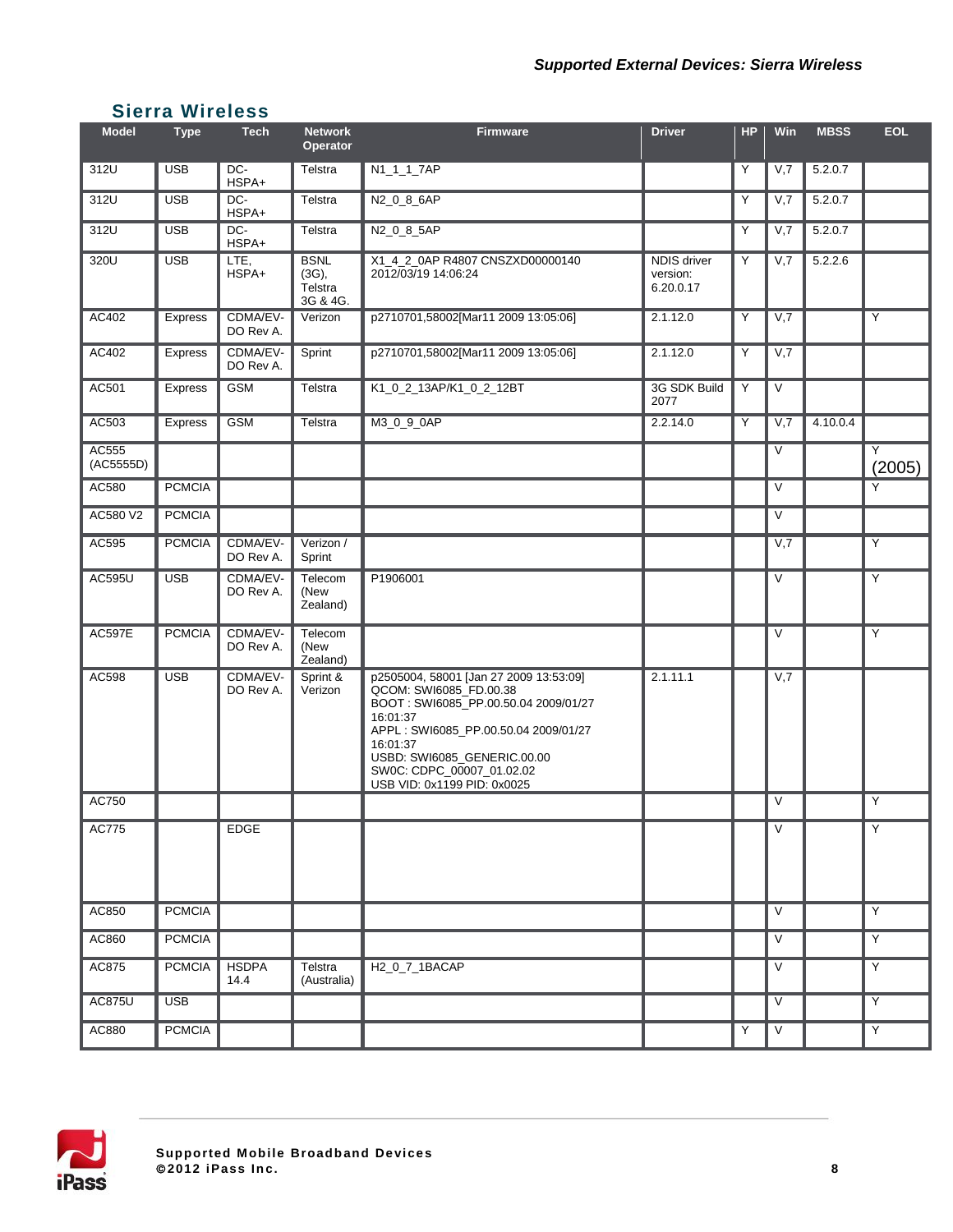## Sierra Wireless

| Model | Type | Tech | Network Operator | Firmware | Driver | HP | Win | MBSS | EOL |
|---|---|---|---|---|---|---|---|---|---|
| 312U | USB | DC-HSPA+ | Telstra | N1_1_1_7AP | | Y | V,7 | 5.2.0.7 | |
| 312U | USB | DC-HSPA+ | Telstra | N2_0_8_6AP | | Y | V,7 | 5.2.0.7 | |
| 312U | USB | DC-HSPA+ | Telstra | N2_0_8_5AP | | Y | V,7 | 5.2.0.7 | |
| 320U | USB | LTE, HSPA+ | BSNL (3G), Telstra 3G & 4G. | X1_4_2_0AP R4807 CNSZXD00000140 2012/03/19 14:06:24 | NDIS driver version: 6.20.0.17 | Y | V,7 | 5.2.2.6 | |
| AC402 | Express | CDMA/EV-DO Rev A. | Verizon | p2710701,58002[Mar11 2009 13:05:06] | 2.1.12.0 | Y | V,7 | | Y |
| AC402 | Express | CDMA/EV-DO Rev A. | Sprint | p2710701,58002[Mar11 2009 13:05:06] | 2.1.12.0 | Y | V,7 | | |
| AC501 | Express | GSM | Telstra | K1_0_2_13AP/K1_0_2_12BT | 3G SDK Build 2077 | Y | V | | |
| AC503 | Express | GSM | Telstra | M3_0_9_0AP | 2.2.14.0 | Y | V,7 | 4.10.0.4 | |
| AC555 (AC5555D) | | | | | | | V | | Y (2005) |
| AC580 | PCMCIA | | | | | | V | | Y |
| AC580 V2 | PCMCIA | | | | | | V | | |
| AC595 | PCMCIA | CDMA/EV-DO Rev A. | Verizon / Sprint | | | | V,7 | | Y |
| AC595U | USB | CDMA/EV-DO Rev A. | Telecom (New Zealand) | P1906001 | | | V | | Y |
| AC597E | PCMCIA | CDMA/EV-DO Rev A. | Telecom (New Zealand) | | | | V | | Y |
| AC598 | USB | CDMA/EV-DO Rev A. | Sprint & Verizon | p2505004, 58001 [Jan 27 2009 13:53:09] QCOM: SWI6085_FD.00.38 BOOT : SWI6085_PP.00.50.04 2009/01/27 16:01:37 APPL : SWI6085_PP.00.50.04 2009/01/27 16:01:37 USBD: SWI6085_GENERIC.00.00 SW0C: CDPC_00007_01.02.02 USB VID: 0x1199 PID: 0x0025 | 2.1.11.1 | | V,7 | | |
| AC750 | | | | | | | V | | Y |
| AC775 | | EDGE | | | | | V | | Y |
| AC850 | PCMCIA | | | | | | V | | Y |
| AC860 | PCMCIA | | | | | | V | | Y |
| AC875 | PCMCIA | HSDPA 14.4 | Telstra (Australia) | H2_0_7_1BACAP | | | V | | Y |
| AC875U | USB | | | | | | V | | Y |
| AC880 | PCMCIA | | | | | Y | V | | Y |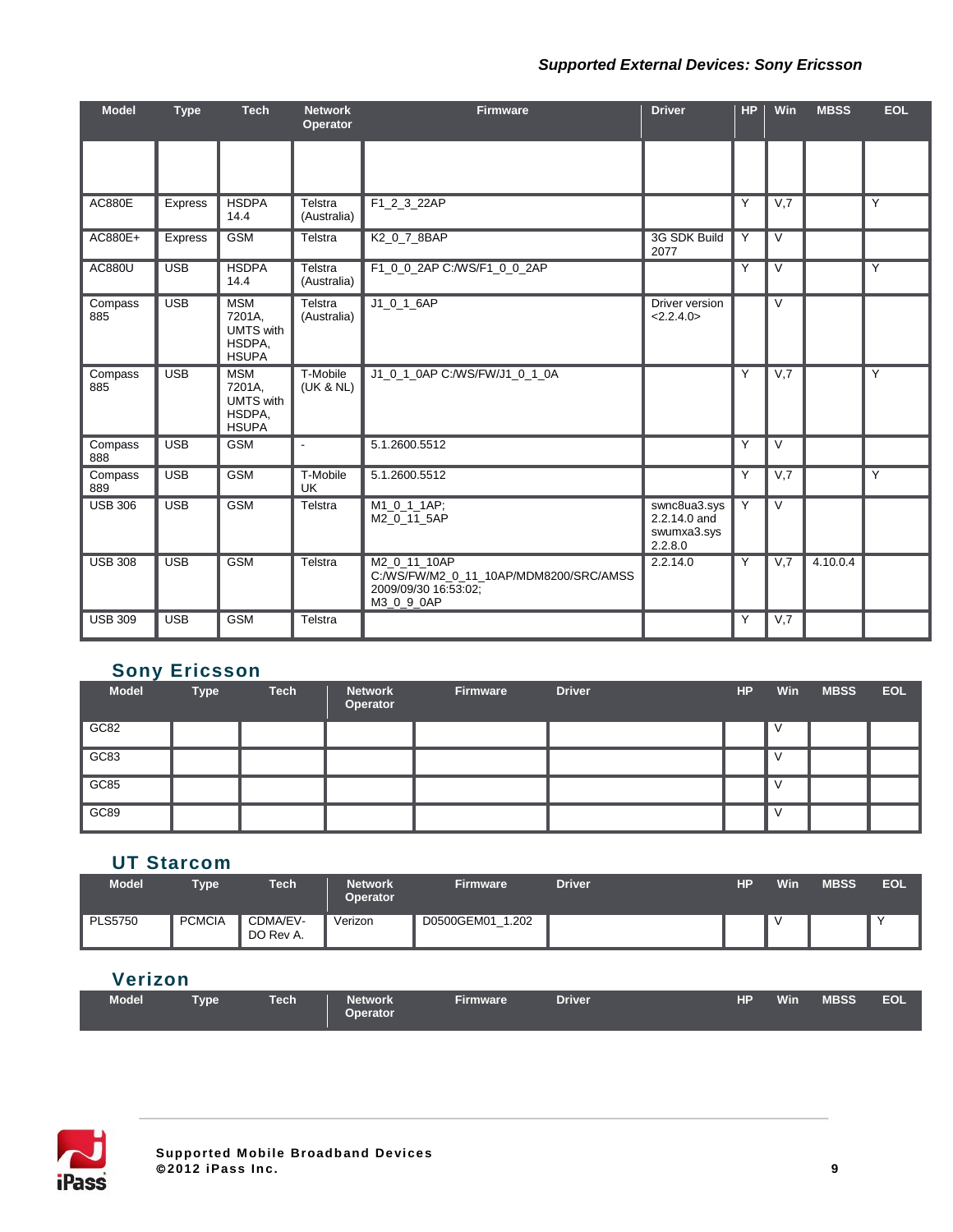| Model | Type | Tech | Network Operator | Firmware | Driver | HP | Win | MBSS | EOL |
|---|---|---|---|---|---|---|---|---|---|
| | | | | | | | | | |
| AC880E | Express | HSDPA 14.4 | Telstra (Australia) | F1_2_3_22AP | | Y | V,7 | | Y |
| AC880E+ | Express | GSM | Telstra | K2_0_7_8BAP | 3G SDK Build 2077 | Y | V | | |
| AC880U | USB | HSDPA 14.4 | Telstra (Australia) | F1_0_0_2AP C:/WS/F1_0_0_2AP | | Y | V | | Y |
| Compass 885 | USB | MSM 7201A, UMTS with HSDPA, HSUPA | Telstra (Australia) | J1_0_1_6AP | Driver version <2.2.4.0> | | V | | |
| Compass 885 | USB | MSM 7201A, UMTS with HSDPA, HSUPA | T-Mobile (UK & NL) | J1_0_1_0AP C:/WS/FW/J1_0_1_0A | | Y | V,7 | | Y |
| Compass 888 | USB | GSM | - | 5.1.2600.5512 | | Y | V | | |
| Compass 889 | USB | GSM | T-Mobile UK | 5.1.2600.5512 | | Y | V,7 | | Y |
| USB 306 | USB | GSM | Telstra | M1_0_1_1AP; M2_0_11_5AP | swnc8ua3.sys 2.2.14.0 and swumxa3.sys 2.2.8.0 | Y | V | | |
| USB 308 | USB | GSM | Telstra | M2_0_11_10AP C:/WS/FW/M2_0_11_10AP/MDM8200/SRC/AMSS 2009/09/30 16:53:02; M3_0_9_0AP | 2.2.14.0 | Y | V,7 | 4.10.0.4 | |
| USB 309 | USB | GSM | Telstra | | | Y | V,7 | | |

## Sony Ericsson

| Model | Type | Tech | Network Operator | Firmware | Driver | HP | Win | MBSS | EOL |
|---|---|---|---|---|---|---|---|---|---|
| GC82 | | | | | | | V | | |
| GC83 | | | | | | | V | | |
| GC85 | | | | | | | V | | |
| GC89 | | | | | | | V | | |

## UT Starcom

| Model | Type | Tech | Network Operator | Firmware | Driver | HP | Win | MBSS | EOL |
|---|---|---|---|---|---|---|---|---|---|
| PLS5750 | PCMCIA | CDMA/EV-DO Rev A. | Verizon | D0500GEM01_1.202 | | | V | | Y |

## Verizon

| Model | Type | Tech | Network Operator | Firmware | Driver | HP | Win | MBSS | EOL |
|---|---|---|---|---|---|---|---|---|---|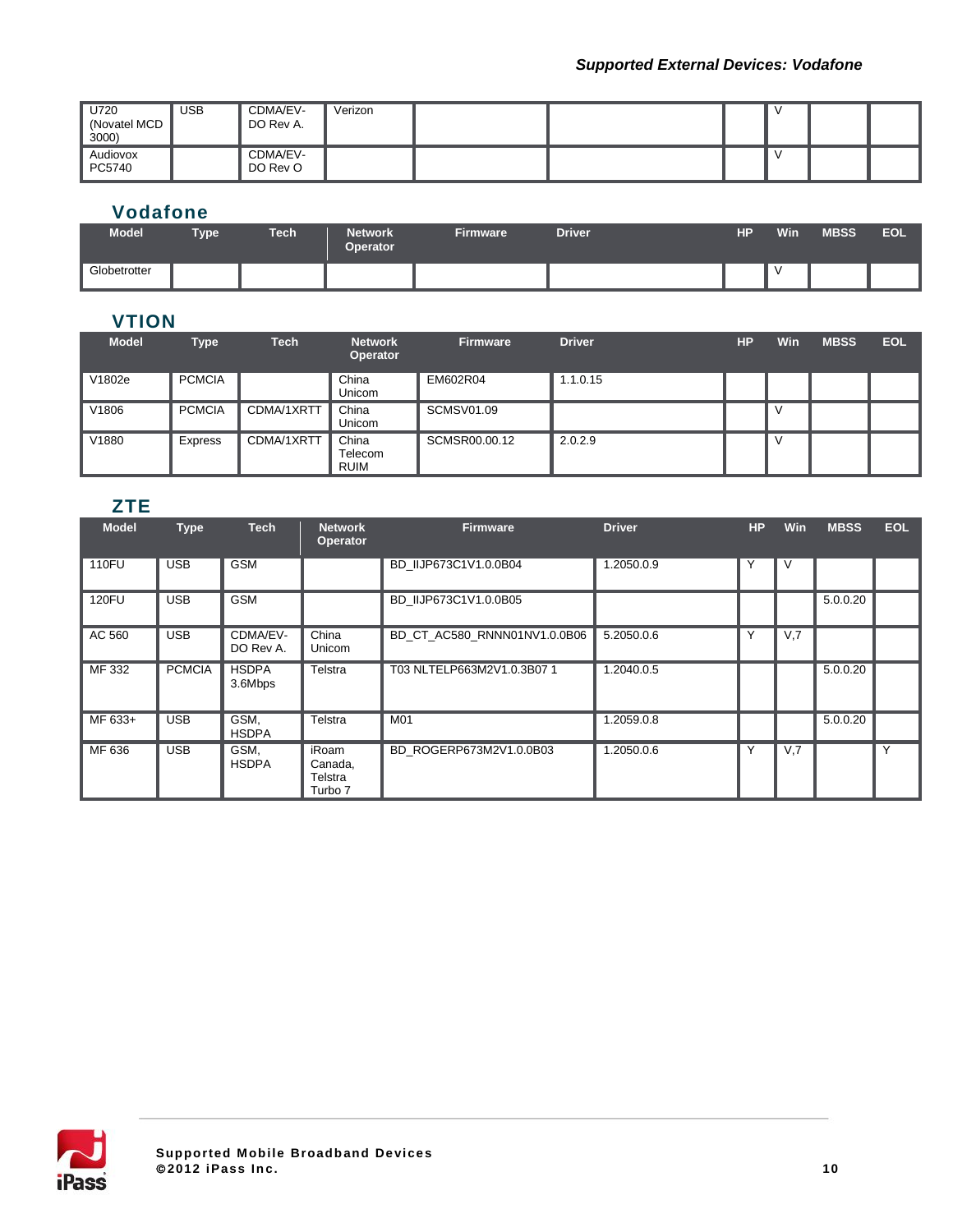| | | | | | | | | | |
|---|---|---|---|---|---|---|---|---|---|
| U720 (Novatel MCD 3000) | USB | CDMA/EV-DO Rev A. | Verizon | | | | V | | |
| Audiovox PC5740 | | CDMA/EV-DO Rev O | | | | | V | | |

## Vodafone

| Model | Type | Tech | Network Operator | Firmware | Driver | HP | Win | MBSS | EOL |
|---|---|---|---|---|---|---|---|---|---|
| Globetrotter | | | | | | | V | | |

## VTION

| Model | Type | Tech | Network Operator | Firmware | Driver | HP | Win | MBSS | EOL |
|---|---|---|---|---|---|---|---|---|---|
| V1802e | PCMCIA | | China Unicom | EM602R04 | 1.1.0.15 | | | | |
| V1806 | PCMCIA | CDMA/1XRTT | China Unicom | SCMSV01.09 | | | V | | |
| V1880 | Express | CDMA/1XRTT | China Telecom RUIM | SCMSR00.00.12 | 2.0.2.9 | | V | | |

## ZTE

| Model | Type | Tech | Network Operator | Firmware | Driver | HP | Win | MBSS | EOL |
|---|---|---|---|---|---|---|---|---|---|
| 110FU | USB | GSM | | BD_IIJP673C1V1.0.0B04 | 1.2050.0.9 | Y | V | | |
| 120FU | USB | GSM | | BD_IIJP673C1V1.0.0B05 | | | | 5.0.0.20 | |
| AC 560 | USB | CDMA/EV-DO Rev A. | China Unicom | BD_CT_AC580_RNNN01NV1.0.0B06 | 5.2050.0.6 | Y | V,7 | | |
| MF 332 | PCMCIA | HSDPA 3.6Mbps | Telstra | T03 NLTELP663M2V1.0.3B07 1 | 1.2040.0.5 | | | 5.0.0.20 | |
| MF 633+ | USB | GSM, HSDPA | Telstra | M01 | 1.2059.0.8 | | | 5.0.0.20 | |
| MF 636 | USB | GSM, HSDPA | iRoam Canada, Telstra Turbo 7 | BD_ROGERP673M2V1.0.0B03 | 1.2050.0.6 | Y | V,7 | | Y |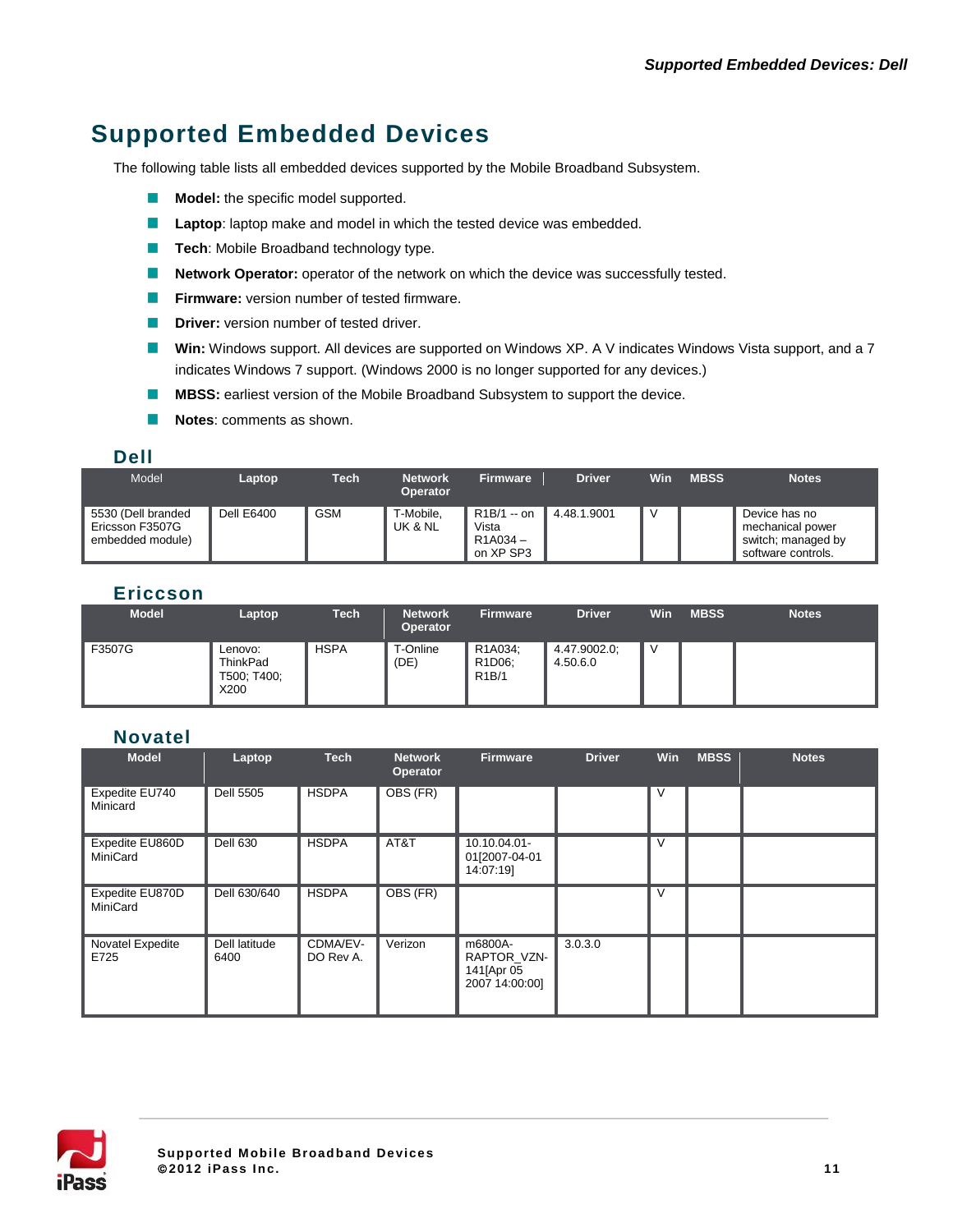# Supported Embedded Devices

The following table lists all embedded devices supported by the Mobile Broadband Subsystem.

- **Model:** the specific model supported.
- **Laptop**: laptop make and model in which the tested device was embedded.
- **Tech**: Mobile Broadband technology type.
- **Network Operator:** operator of the network on which the device was successfully tested.
- **Firmware:** version number of tested firmware.
- **Driver:** version number of tested driver.
- **Win:** Windows support. All devices are supported on Windows XP. A V indicates Windows Vista support, and a 7 indicates Windows 7 support. (Windows 2000 is no longer supported for any devices.)
- **MBSS:** earliest version of the Mobile Broadband Subsystem to support the device.
- **Notes**: comments as shown.

## Dell

| Model | Laptop | Tech | Network Operator | Firmware | Driver | Win | MBSS | Notes |
|---|---|---|---|---|---|---|---|---|
| 5530 (Dell branded Ericsson F3507G embedded module) | Dell E6400 | GSM | T-Mobile, UK & NL | R1B/1 -- on Vista R1A034 – on XP SP3 | 4.48.1.9001 | V | | Device has no mechanical power switch; managed by software controls. |

## Ericcson

| Model | Laptop | Tech | Network Operator | Firmware | Driver | Win | MBSS | Notes |
|---|---|---|---|---|---|---|---|---|
| F3507G | Lenovo: ThinkPad T500; T400; X200 | HSPA | T-Online (DE) | R1A034; R1D06; R1B/1 | 4.47.9002.0; 4.50.6.0 | V | | |

## Novatel

| Model | Laptop | Tech | Network Operator | Firmware | Driver | Win | MBSS | Notes |
|---|---|---|---|---|---|---|---|---|
| Expedite EU740 Minicard | Dell 5505 | HSDPA | OBS (FR) | | | V | | |
| Expedite EU860D MiniCard | Dell 630 | HSDPA | AT&T | 10.10.04.01-01[2007-04-01 14:07:19] | | V | | |
| Expedite EU870D MiniCard | Dell 630/640 | HSDPA | OBS (FR) | | | V | | |
| Novatel Expedite E725 | Dell latitude 6400 | CDMA/EV-DO Rev A. | Verizon | m6800A-RAPTOR_VZN-141[Apr 05 2007 14:00:00] | 3.0.3.0 | | | |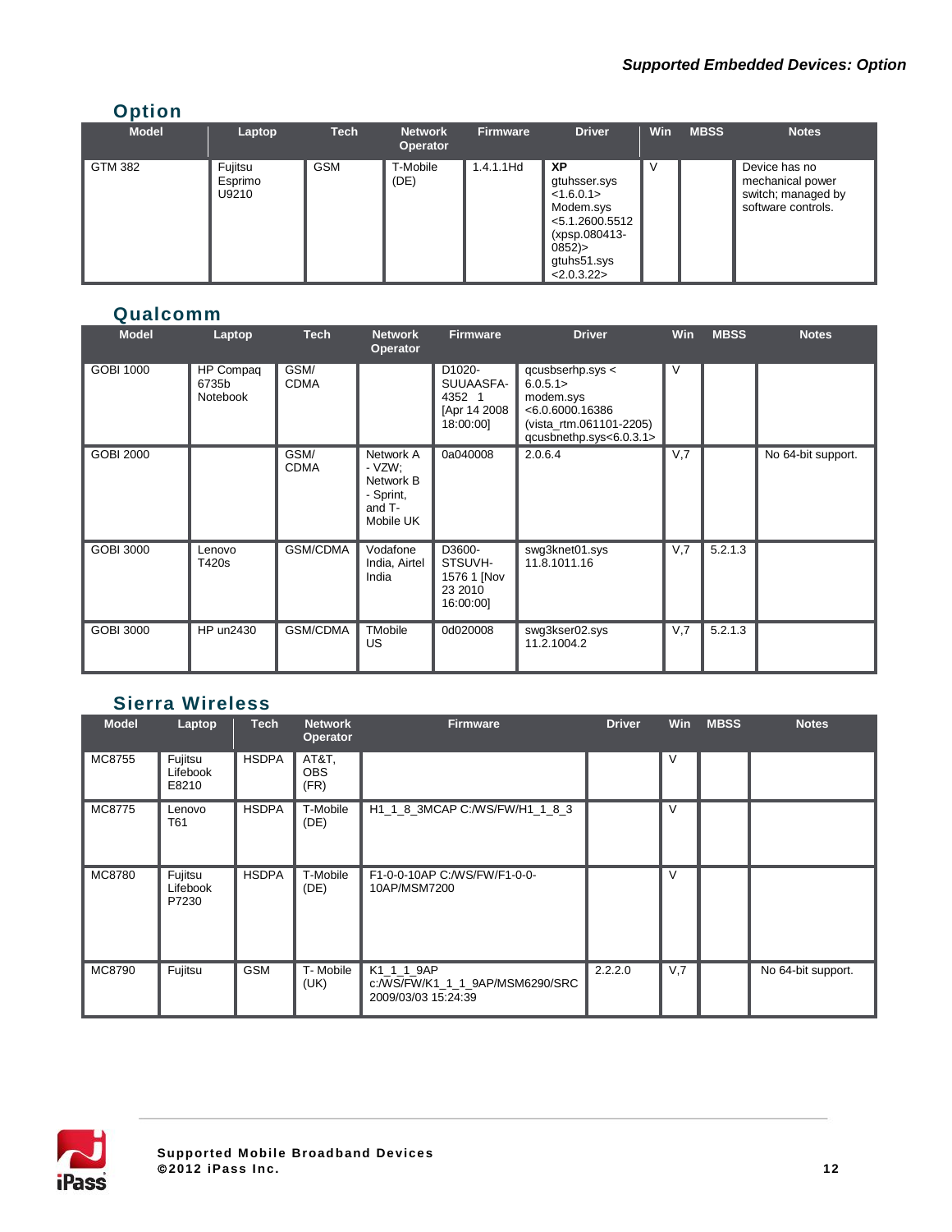## Option

| Model | Laptop | Tech | Network Operator | Firmware | Driver | Win | MBSS | Notes |
|---|---|---|---|---|---|---|---|---|
| GTM 382 | Fujitsu Esprimo U9210 | GSM | T-Mobile (DE) | 1.4.1.1Hd | **XP** gtuhsser.sys <1.6.0.1> Modem.sys <5.1.2600.5512 (xpsp.080413-0852)> gtuhs51.sys <2.0.3.22> | V | | Device has no mechanical power switch; managed by software controls. |

## Qualcomm

| Model | Laptop | Tech | Network Operator | Firmware | Driver | Win | MBSS | Notes |
|---|---|---|---|---|---|---|---|---|
| GOBI 1000 | HP Compaq 6735b Notebook | GSM/ CDMA | | D1020-SUUAASFA-4352 1 [Apr 14 2008 18:00:00] | qcusbserhp.sys < 6.0.5.1> modem.sys <6.0.6000.16386 (vista_rtm.061101-2205) qcusbnethp.sys<6.0.3.1> | V | | |
| GOBI 2000 | | GSM/ CDMA | Network A - VZW; Network B - Sprint, and T-Mobile UK | 0a040008 | 2.0.6.4 | V,7 | | No 64-bit support. |
| GOBI 3000 | Lenovo T420s | GSM/CDMA | Vodafone India, Airtel India | D3600-STSUVH-1576 1 [Nov 23 2010 16:00:00] | swg3knet01.sys 11.8.1011.16 | V,7 | 5.2.1.3 | |
| GOBI 3000 | HP un2430 | GSM/CDMA | TMobile US | 0d020008 | swg3kser02.sys 11.2.1004.2 | V,7 | 5.2.1.3 | |

## Sierra Wireless

| Model | Laptop | Tech | Network Operator | Firmware | Driver | Win | MBSS | Notes |
|---|---|---|---|---|---|---|---|---|
| MC8755 | Fujitsu Lifebook E8210 | HSDPA | AT&T, OBS (FR) | | | V | | |
| MC8775 | Lenovo T61 | HSDPA | T-Mobile (DE) | H1_1_8_3MCAP C:/WS/FW/H1_1_8_3 | | V | | |
| MC8780 | Fujitsu Lifebook P7230 | HSDPA | T-Mobile (DE) | F1-0-0-10AP C:/WS/FW/F1-0-0-10AP/MSM7200 | | V | | |
| MC8790 | Fujitsu | GSM | T- Mobile (UK) | K1_1_1_9AP c:/WS/FW/K1_1_1_9AP/MSM6290/SRC 2009/03/03 15:24:39 | 2.2.2.0 | V,7 | | No 64-bit support. |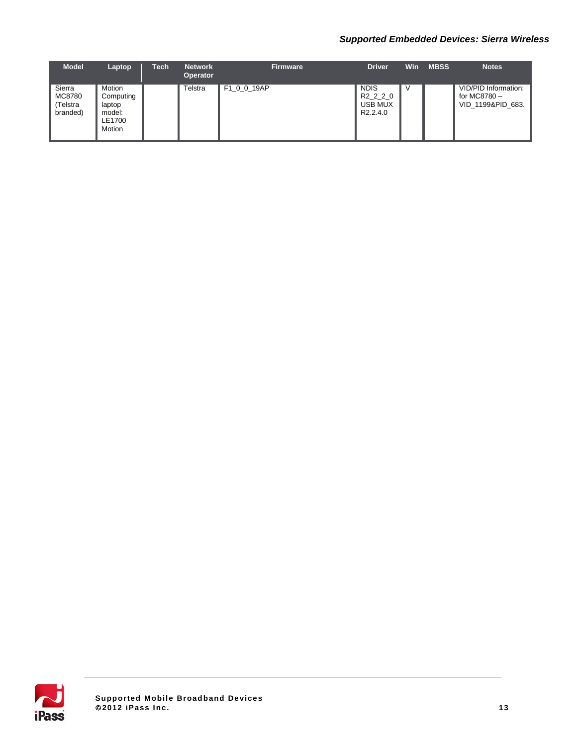| Model | Laptop | Tech | Network Operator | Firmware | Driver | Win | MBSS | Notes |
|---|---|---|---|---|---|---|---|---|
| Sierra MC8780 (Telstra branded) | Motion Computing laptop model: LE1700 Motion | | Telstra | F1_0_0_19AP | NDIS R2_2_2_0 USB MUX R2.2.4.0 | V | | VID/PID Information: for MC8780 – VID_1199&PID_683. |